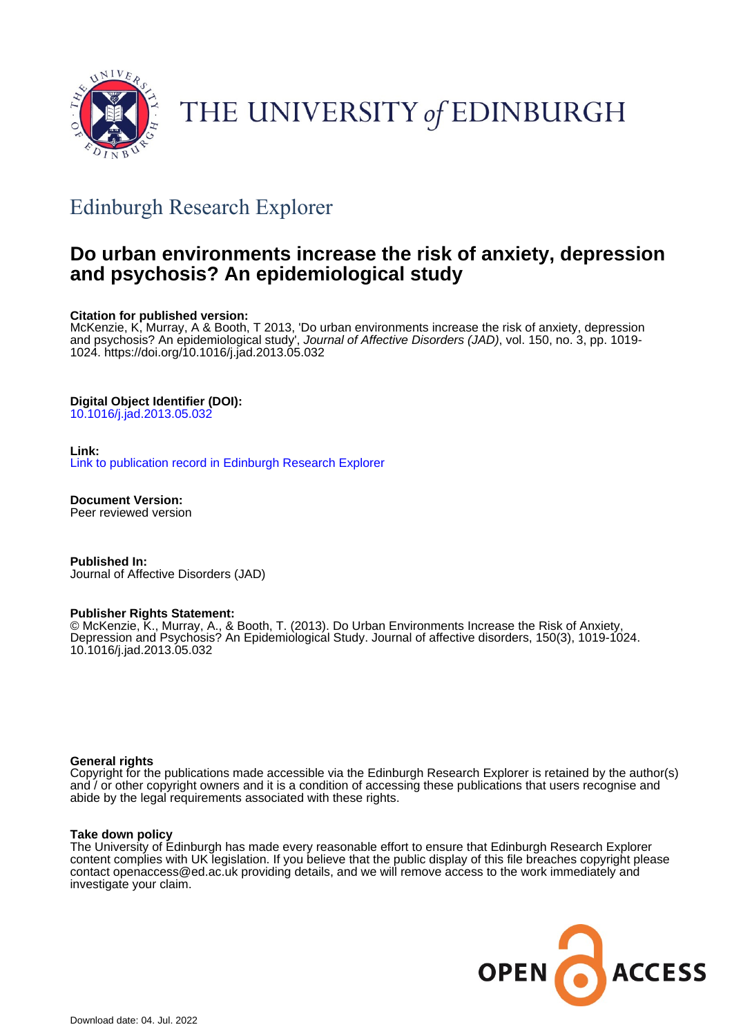THE UNIVERSITY of EDINBURGH

## Edinburgh Research Explorer

# Do urban environments increase the risk of anxiety, depression and psychosis? An epidemiological study

**Citation for published version:**
McKenzie, K, Murray, A & Booth, T 2013, 'Do urban environments increase the risk of anxiety, depression and psychosis? An epidemiological study', *Journal of Affective Disorders (JAD)*, vol. 150, no. 3, pp. 1019-1024. https://doi.org/10.1016/j.jad.2013.05.032

**Digital Object Identifier (DOI):**
10.1016/j.jad.2013.05.032

**Link:**
Link to publication record in Edinburgh Research Explorer

**Document Version:**
Peer reviewed version

**Published In:**
Journal of Affective Disorders (JAD)

**Publisher Rights Statement:**
© McKenzie, K., Murray, A., & Booth, T. (2013). Do Urban Environments Increase the Risk of Anxiety, Depression and Psychosis? An Epidemiological Study. Journal of affective disorders, 150(3), 1019-1024. 10.1016/j.jad.2013.05.032

**General rights**
Copyright for the publications made accessible via the Edinburgh Research Explorer is retained by the author(s) and / or other copyright owners and it is a condition of accessing these publications that users recognise and abide by the legal requirements associated with these rights.

**Take down policy**
The University of Edinburgh has made every reasonable effort to ensure that Edinburgh Research Explorer content complies with UK legislation. If you believe that the public display of this file breaches copyright please contact openaccess@ed.ac.uk providing details, and we will remove access to the work immediately and investigate your claim.

OPEN ACCESS

Download date: 04. Jul. 2022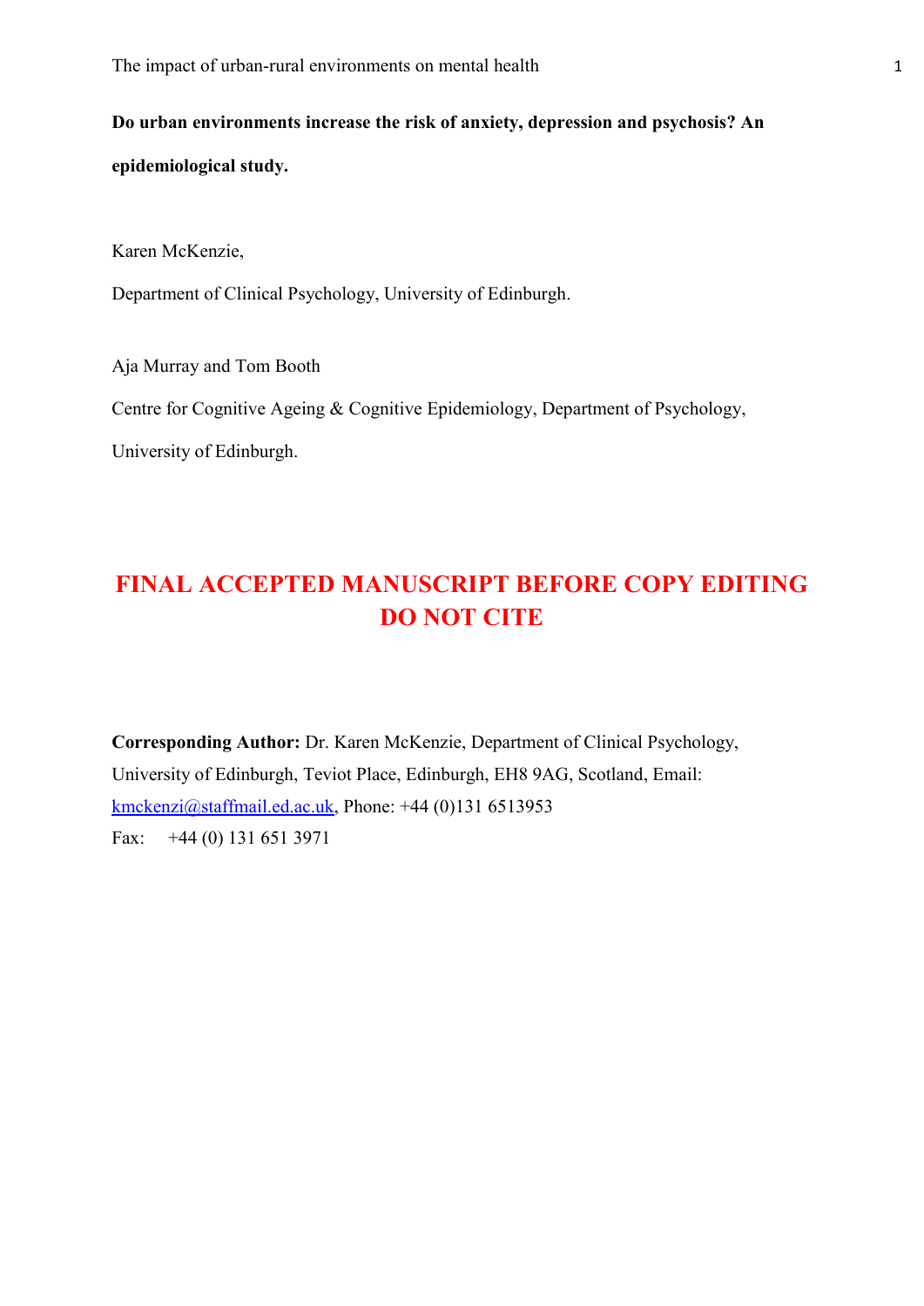**Do urban environments increase the risk of anxiety, depression and psychosis? An epidemiological study.**

Karen McKenzie,

Department of Clinical Psychology, University of Edinburgh.

Aja Murray and Tom Booth

Centre for Cognitive Ageing & Cognitive Epidemiology, Department of Psychology, University of Edinburgh.

**FINAL ACCEPTED MANUSCRIPT BEFORE COPY EDITING**
**DO NOT CITE**

**Corresponding Author:** Dr. Karen McKenzie, Department of Clinical Psychology, University of Edinburgh, Teviot Place, Edinburgh, EH8 9AG, Scotland, Email: kmckenzi@staffmail.ed.ac.uk, Phone: +44 (0)131 6513953

Fax: +44 (0) 131 651 3971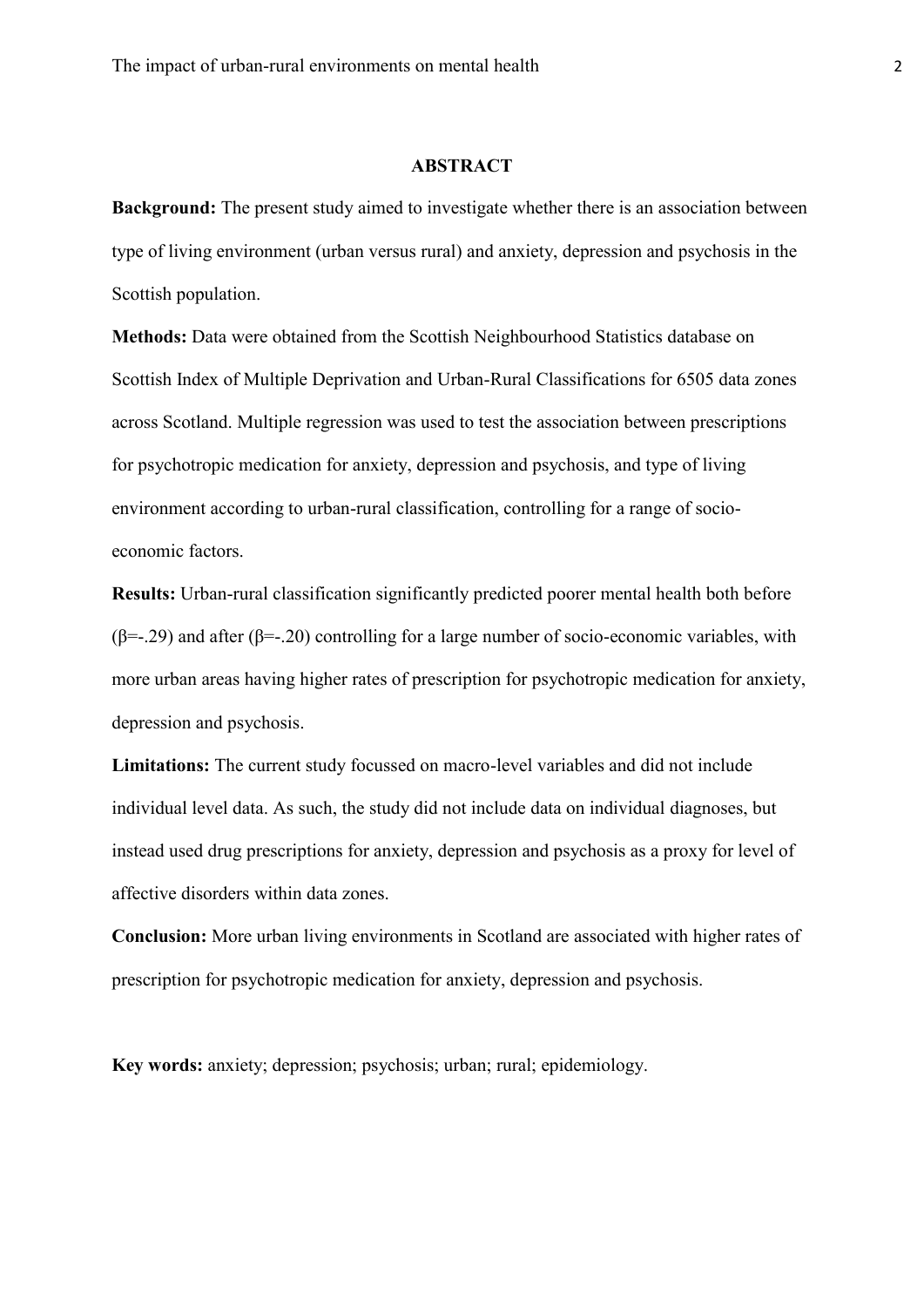## ABSTRACT

**Background:** The present study aimed to investigate whether there is an association between type of living environment (urban versus rural) and anxiety, depression and psychosis in the Scottish population.

**Methods:** Data were obtained from the Scottish Neighbourhood Statistics database on Scottish Index of Multiple Deprivation and Urban-Rural Classifications for 6505 data zones across Scotland. Multiple regression was used to test the association between prescriptions for psychotropic medication for anxiety, depression and psychosis, and type of living environment according to urban-rural classification, controlling for a range of socio-economic factors.

**Results:** Urban-rural classification significantly predicted poorer mental health both before ($\beta$=-.29) and after ($\beta$=-.20) controlling for a large number of socio-economic variables, with more urban areas having higher rates of prescription for psychotropic medication for anxiety, depression and psychosis.

**Limitations:** The current study focussed on macro-level variables and did not include individual level data. As such, the study did not include data on individual diagnoses, but instead used drug prescriptions for anxiety, depression and psychosis as a proxy for level of affective disorders within data zones.

**Conclusion:** More urban living environments in Scotland are associated with higher rates of prescription for psychotropic medication for anxiety, depression and psychosis.

**Key words:** anxiety; depression; psychosis; urban; rural; epidemiology.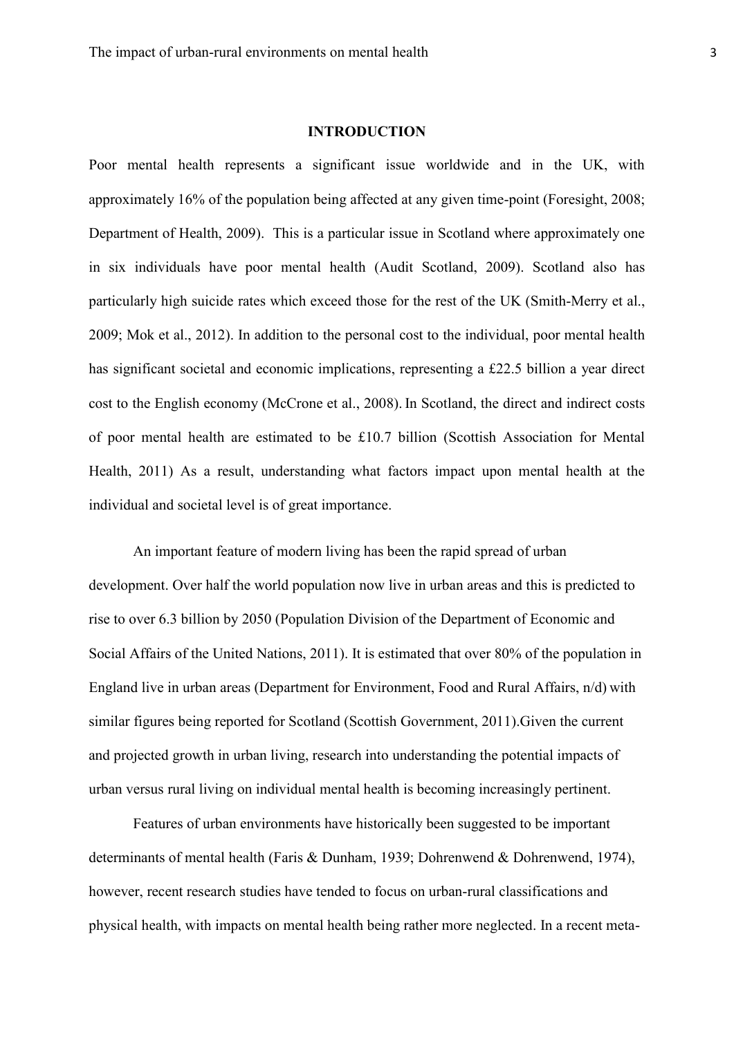## INTRODUCTION

Poor mental health represents a significant issue worldwide and in the UK, with approximately 16% of the population being affected at any given time-point (Foresight, 2008; Department of Health, 2009). This is a particular issue in Scotland where approximately one in six individuals have poor mental health (Audit Scotland, 2009). Scotland also has particularly high suicide rates which exceed those for the rest of the UK (Smith-Merry et al., 2009; Mok et al., 2012). In addition to the personal cost to the individual, poor mental health has significant societal and economic implications, representing a £22.5 billion a year direct cost to the English economy (McCrone et al., 2008). In Scotland, the direct and indirect costs of poor mental health are estimated to be £10.7 billion (Scottish Association for Mental Health, 2011) As a result, understanding what factors impact upon mental health at the individual and societal level is of great importance.

An important feature of modern living has been the rapid spread of urban development. Over half the world population now live in urban areas and this is predicted to rise to over 6.3 billion by 2050 (Population Division of the Department of Economic and Social Affairs of the United Nations, 2011). It is estimated that over 80% of the population in England live in urban areas (Department for Environment, Food and Rural Affairs, n/d) with similar figures being reported for Scotland (Scottish Government, 2011).Given the current and projected growth in urban living, research into understanding the potential impacts of urban versus rural living on individual mental health is becoming increasingly pertinent.

Features of urban environments have historically been suggested to be important determinants of mental health (Faris & Dunham, 1939; Dohrenwend & Dohrenwend, 1974), however, recent research studies have tended to focus on urban-rural classifications and physical health, with impacts on mental health being rather more neglected. In a recent meta-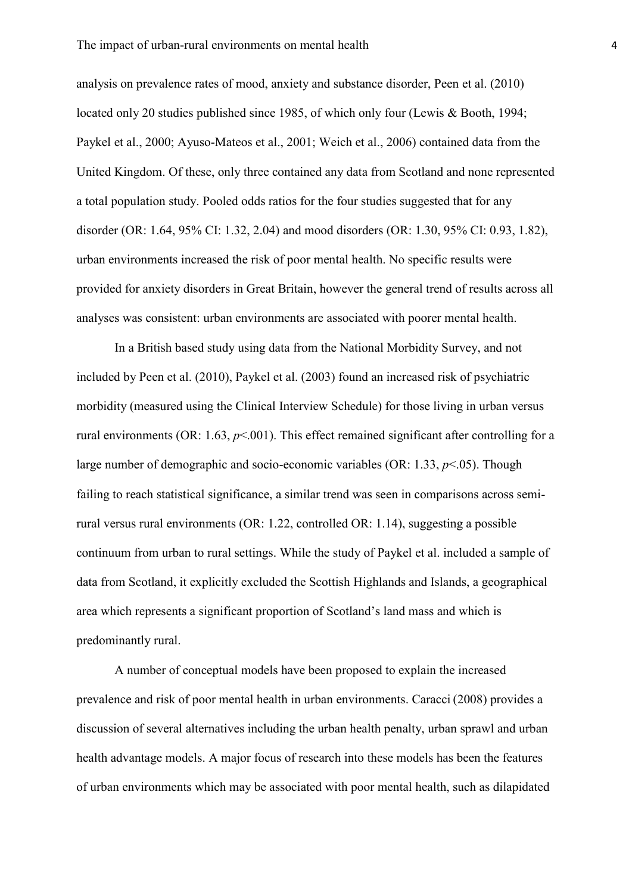analysis on prevalence rates of mood, anxiety and substance disorder, Peen et al. (2010) located only 20 studies published since 1985, of which only four (Lewis & Booth, 1994; Paykel et al., 2000; Ayuso-Mateos et al., 2001; Weich et al., 2006) contained data from the United Kingdom. Of these, only three contained any data from Scotland and none represented a total population study. Pooled odds ratios for the four studies suggested that for any disorder (OR: 1.64, 95% CI: 1.32, 2.04) and mood disorders (OR: 1.30, 95% CI: 0.93, 1.82), urban environments increased the risk of poor mental health. No specific results were provided for anxiety disorders in Great Britain, however the general trend of results across all analyses was consistent: urban environments are associated with poorer mental health.

In a British based study using data from the National Morbidity Survey, and not included by Peen et al. (2010), Paykel et al. (2003) found an increased risk of psychiatric morbidity (measured using the Clinical Interview Schedule) for those living in urban versus rural environments (OR: 1.63, $p<.001$). This effect remained significant after controlling for a large number of demographic and socio-economic variables (OR: 1.33, $p<.05$). Though failing to reach statistical significance, a similar trend was seen in comparisons across semi-rural versus rural environments (OR: 1.22, controlled OR: 1.14), suggesting a possible continuum from urban to rural settings. While the study of Paykel et al. included a sample of data from Scotland, it explicitly excluded the Scottish Highlands and Islands, a geographical area which represents a significant proportion of Scotland's land mass and which is predominantly rural.

A number of conceptual models have been proposed to explain the increased prevalence and risk of poor mental health in urban environments. Caracci (2008) provides a discussion of several alternatives including the urban health penalty, urban sprawl and urban health advantage models. A major focus of research into these models has been the features of urban environments which may be associated with poor mental health, such as dilapidated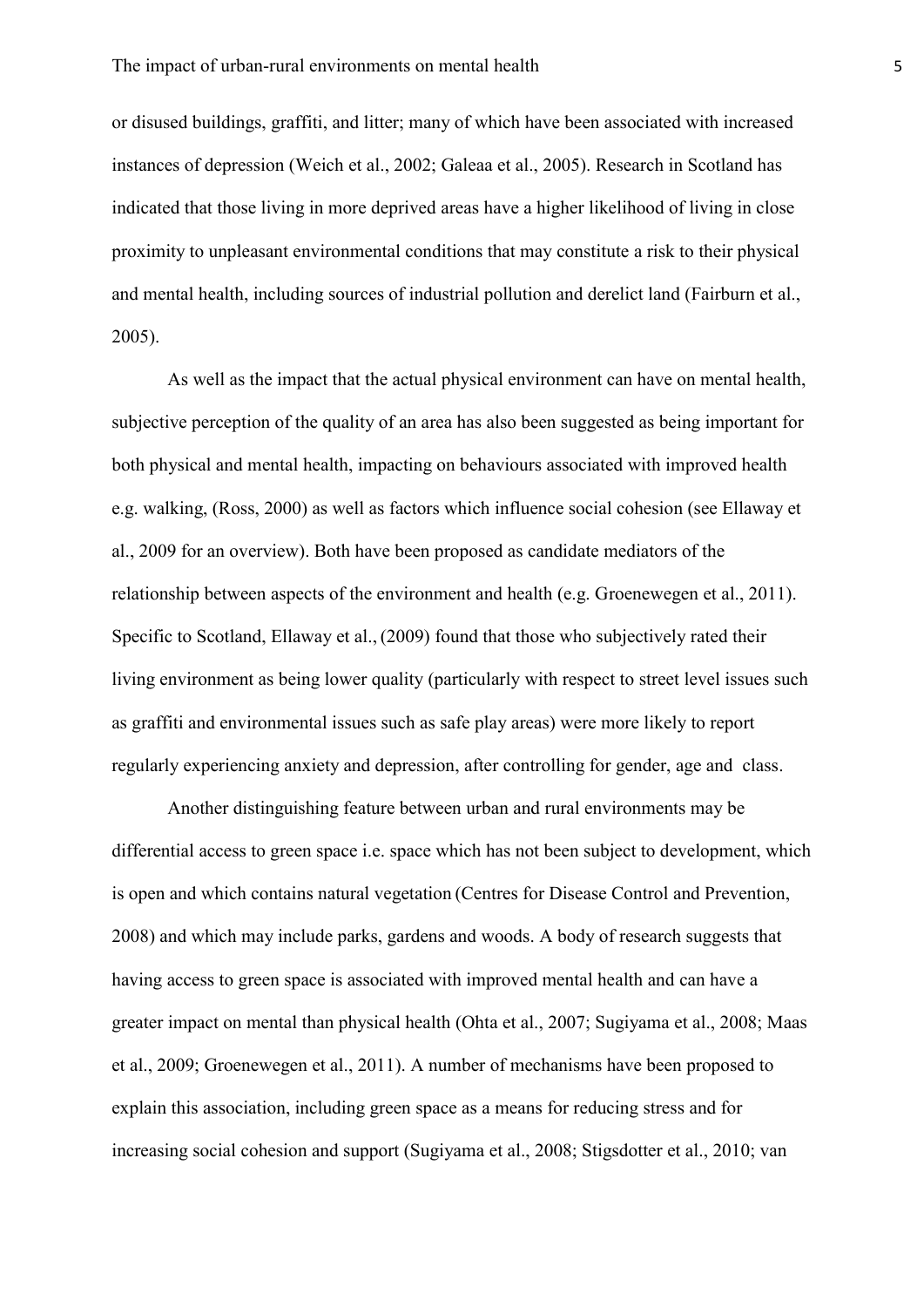or disused buildings, graffiti, and litter; many of which have been associated with increased instances of depression (Weich et al., 2002; Galeaa et al., 2005). Research in Scotland has indicated that those living in more deprived areas have a higher likelihood of living in close proximity to unpleasant environmental conditions that may constitute a risk to their physical and mental health, including sources of industrial pollution and derelict land (Fairburn et al., 2005).

As well as the impact that the actual physical environment can have on mental health, subjective perception of the quality of an area has also been suggested as being important for both physical and mental health, impacting on behaviours associated with improved health e.g. walking, (Ross, 2000) as well as factors which influence social cohesion (see Ellaway et al., 2009 for an overview). Both have been proposed as candidate mediators of the relationship between aspects of the environment and health (e.g. Groenewegen et al., 2011). Specific to Scotland, Ellaway et al., (2009) found that those who subjectively rated their living environment as being lower quality (particularly with respect to street level issues such as graffiti and environmental issues such as safe play areas) were more likely to report regularly experiencing anxiety and depression, after controlling for gender, age and class.

Another distinguishing feature between urban and rural environments may be differential access to green space i.e. space which has not been subject to development, which is open and which contains natural vegetation (Centres for Disease Control and Prevention, 2008) and which may include parks, gardens and woods. A body of research suggests that having access to green space is associated with improved mental health and can have a greater impact on mental than physical health (Ohta et al., 2007; Sugiyama et al., 2008; Maas et al., 2009; Groenewegen et al., 2011). A number of mechanisms have been proposed to explain this association, including green space as a means for reducing stress and for increasing social cohesion and support (Sugiyama et al., 2008; Stigsdotter et al., 2010; van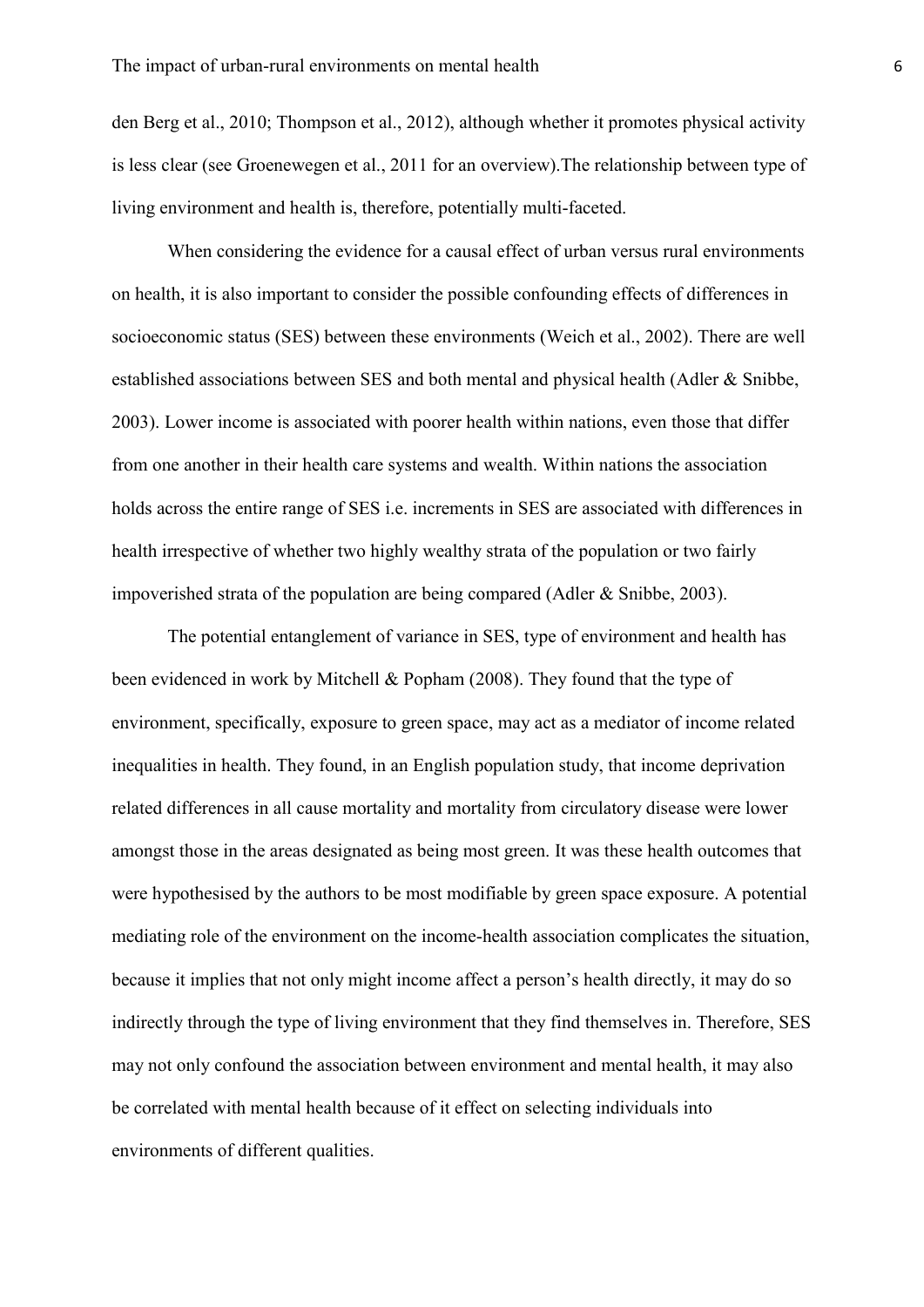den Berg et al., 2010; Thompson et al., 2012), although whether it promotes physical activity is less clear (see Groenewegen et al., 2011 for an overview).The relationship between type of living environment and health is, therefore, potentially multi-faceted.

When considering the evidence for a causal effect of urban versus rural environments on health, it is also important to consider the possible confounding effects of differences in socioeconomic status (SES) between these environments (Weich et al., 2002). There are well established associations between SES and both mental and physical health (Adler & Snibbe, 2003). Lower income is associated with poorer health within nations, even those that differ from one another in their health care systems and wealth. Within nations the association holds across the entire range of SES i.e. increments in SES are associated with differences in health irrespective of whether two highly wealthy strata of the population or two fairly impoverished strata of the population are being compared (Adler & Snibbe, 2003).

The potential entanglement of variance in SES, type of environment and health has been evidenced in work by Mitchell & Popham (2008). They found that the type of environment, specifically, exposure to green space, may act as a mediator of income related inequalities in health. They found, in an English population study, that income deprivation related differences in all cause mortality and mortality from circulatory disease were lower amongst those in the areas designated as being most green. It was these health outcomes that were hypothesised by the authors to be most modifiable by green space exposure. A potential mediating role of the environment on the income-health association complicates the situation, because it implies that not only might income affect a person's health directly, it may do so indirectly through the type of living environment that they find themselves in. Therefore, SES may not only confound the association between environment and mental health, it may also be correlated with mental health because of it effect on selecting individuals into environments of different qualities.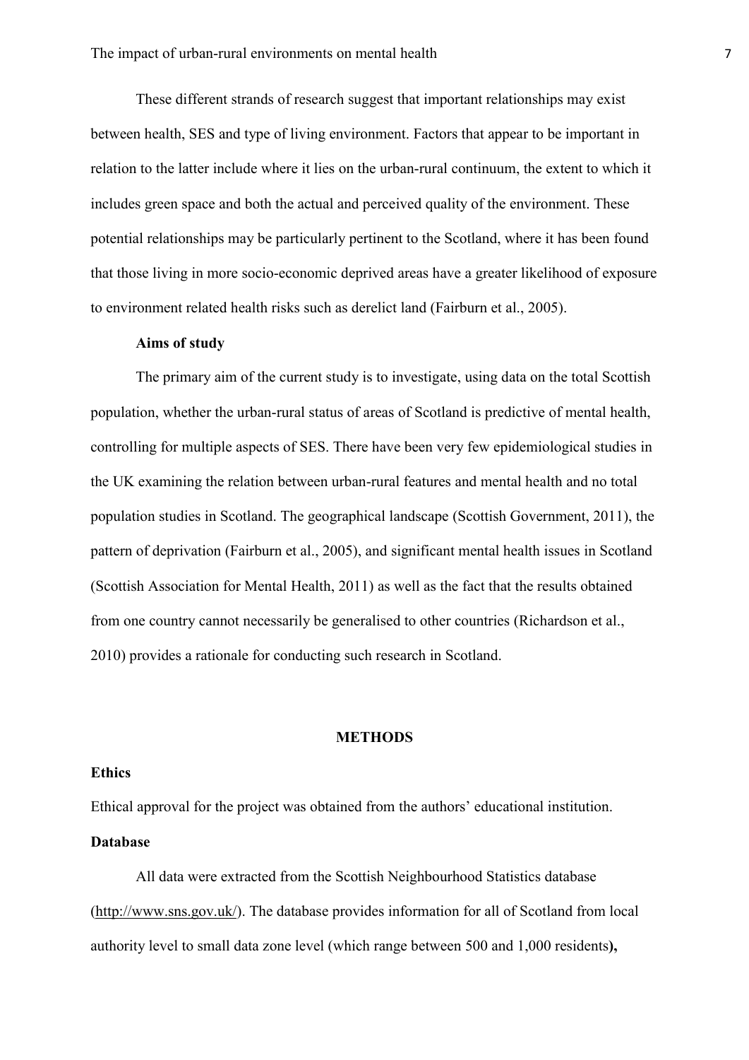These different strands of research suggest that important relationships may exist between health, SES and type of living environment. Factors that appear to be important in relation to the latter include where it lies on the urban-rural continuum, the extent to which it includes green space and both the actual and perceived quality of the environment. These potential relationships may be particularly pertinent to the Scotland, where it has been found that those living in more socio-economic deprived areas have a greater likelihood of exposure to environment related health risks such as derelict land (Fairburn et al., 2005).

### Aims of study

The primary aim of the current study is to investigate, using data on the total Scottish population, whether the urban-rural status of areas of Scotland is predictive of mental health, controlling for multiple aspects of SES. There have been very few epidemiological studies in the UK examining the relation between urban-rural features and mental health and no total population studies in Scotland. The geographical landscape (Scottish Government, 2011), the pattern of deprivation (Fairburn et al., 2005), and significant mental health issues in Scotland (Scottish Association for Mental Health, 2011) as well as the fact that the results obtained from one country cannot necessarily be generalised to other countries (Richardson et al., 2010) provides a rationale for conducting such research in Scotland.

## METHODS

### Ethics

Ethical approval for the project was obtained from the authors' educational institution.

### Database

All data were extracted from the Scottish Neighbourhood Statistics database (http://www.sns.gov.uk/). The database provides information for all of Scotland from local authority level to small data zone level (which range between 500 and 1,000 residents**),**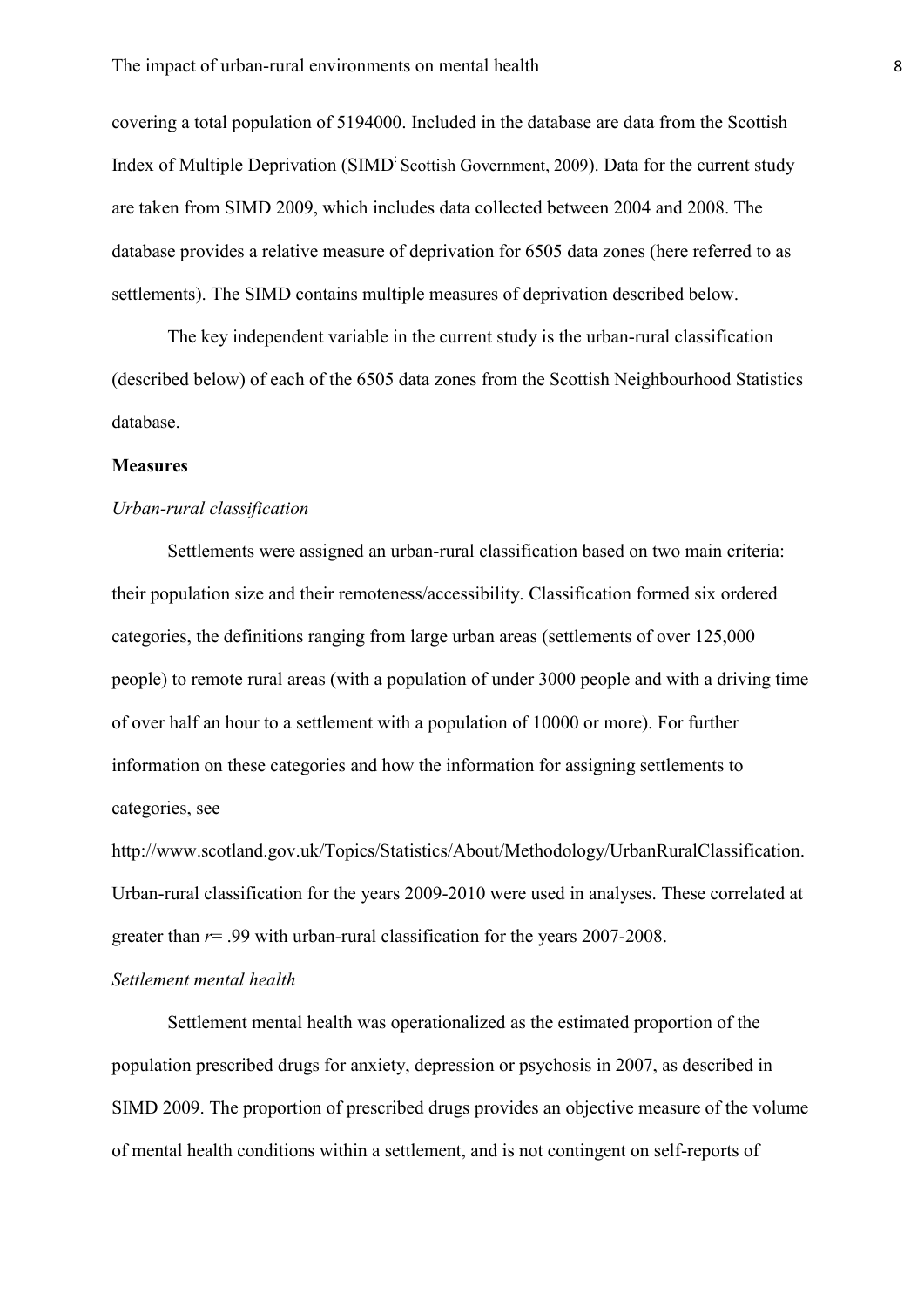covering a total population of 5194000. Included in the database are data from the Scottish Index of Multiple Deprivation (SIMD; Scottish Government, 2009). Data for the current study are taken from SIMD 2009, which includes data collected between 2004 and 2008. The database provides a relative measure of deprivation for 6505 data zones (here referred to as settlements). The SIMD contains multiple measures of deprivation described below.

The key independent variable in the current study is the urban-rural classification (described below) of each of the 6505 data zones from the Scottish Neighbourhood Statistics database.

**Measures**

*Urban-rural classification*

Settlements were assigned an urban-rural classification based on two main criteria: their population size and their remoteness/accessibility. Classification formed six ordered categories, the definitions ranging from large urban areas (settlements of over 125,000 people) to remote rural areas (with a population of under 3000 people and with a driving time of over half an hour to a settlement with a population of 10000 or more). For further information on these categories and how the information for assigning settlements to categories, see http://www.scotland.gov.uk/Topics/Statistics/About/Methodology/UrbanRuralClassification. Urban-rural classification for the years 2009-2010 were used in analyses. These correlated at greater than $r = .99$ with urban-rural classification for the years 2007-2008.

*Settlement mental health*

Settlement mental health was operationalized as the estimated proportion of the population prescribed drugs for anxiety, depression or psychosis in 2007, as described in SIMD 2009. The proportion of prescribed drugs provides an objective measure of the volume of mental health conditions within a settlement, and is not contingent on self-reports of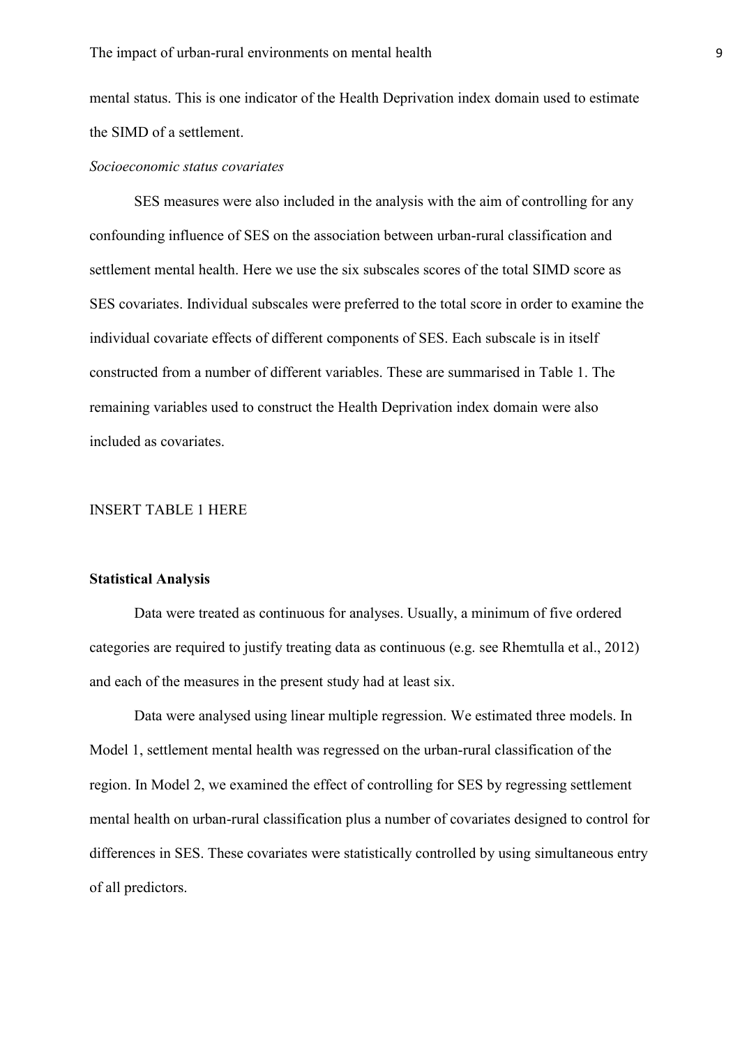mental status. This is one indicator of the Health Deprivation index domain used to estimate the SIMD of a settlement.

*Socioeconomic status covariates*

SES measures were also included in the analysis with the aim of controlling for any confounding influence of SES on the association between urban-rural classification and settlement mental health. Here we use the six subscales scores of the total SIMD score as SES covariates. Individual subscales were preferred to the total score in order to examine the individual covariate effects of different components of SES. Each subscale is in itself constructed from a number of different variables. These are summarised in Table 1. The remaining variables used to construct the Health Deprivation index domain were also included as covariates.

INSERT TABLE 1 HERE

**Statistical Analysis**

Data were treated as continuous for analyses. Usually, a minimum of five ordered categories are required to justify treating data as continuous (e.g. see Rhemtulla et al., 2012) and each of the measures in the present study had at least six.

Data were analysed using linear multiple regression. We estimated three models. In Model 1, settlement mental health was regressed on the urban-rural classification of the region. In Model 2, we examined the effect of controlling for SES by regressing settlement mental health on urban-rural classification plus a number of covariates designed to control for differences in SES. These covariates were statistically controlled by using simultaneous entry of all predictors.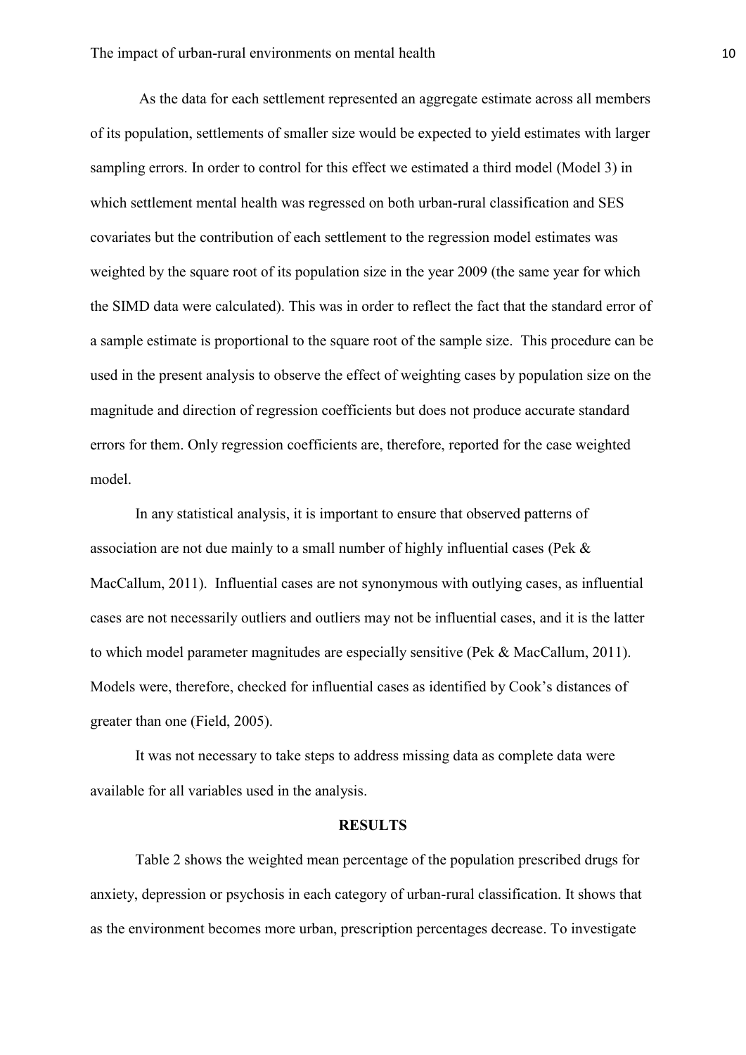As the data for each settlement represented an aggregate estimate across all members of its population, settlements of smaller size would be expected to yield estimates with larger sampling errors. In order to control for this effect we estimated a third model (Model 3) in which settlement mental health was regressed on both urban-rural classification and SES covariates but the contribution of each settlement to the regression model estimates was weighted by the square root of its population size in the year 2009 (the same year for which the SIMD data were calculated). This was in order to reflect the fact that the standard error of a sample estimate is proportional to the square root of the sample size. This procedure can be used in the present analysis to observe the effect of weighting cases by population size on the magnitude and direction of regression coefficients but does not produce accurate standard errors for them. Only regression coefficients are, therefore, reported for the case weighted model.

In any statistical analysis, it is important to ensure that observed patterns of association are not due mainly to a small number of highly influential cases (Pek & MacCallum, 2011). Influential cases are not synonymous with outlying cases, as influential cases are not necessarily outliers and outliers may not be influential cases, and it is the latter to which model parameter magnitudes are especially sensitive (Pek & MacCallum, 2011). Models were, therefore, checked for influential cases as identified by Cook's distances of greater than one (Field, 2005).

It was not necessary to take steps to address missing data as complete data were available for all variables used in the analysis.

## RESULTS

Table 2 shows the weighted mean percentage of the population prescribed drugs for anxiety, depression or psychosis in each category of urban-rural classification. It shows that as the environment becomes more urban, prescription percentages decrease. To investigate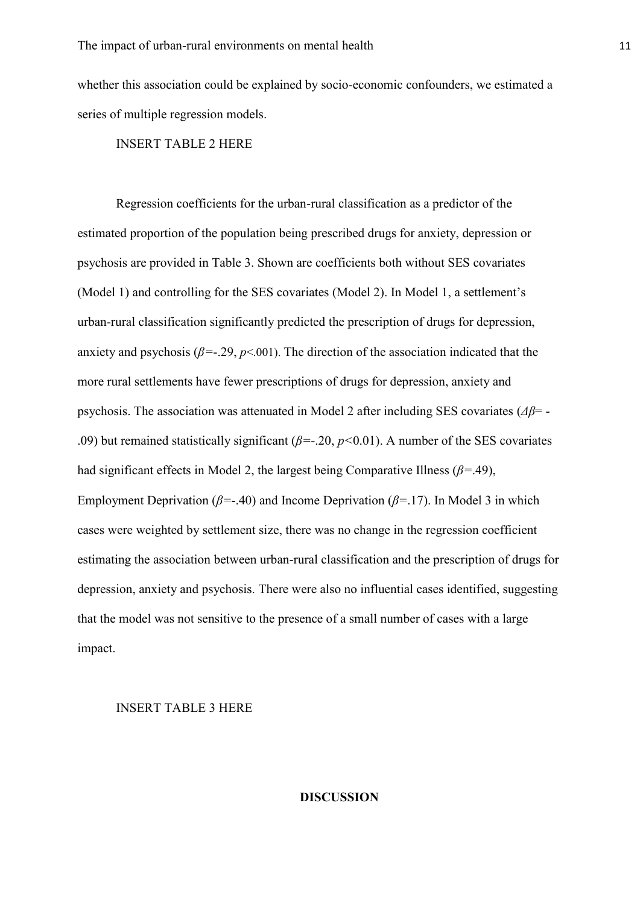whether this association could be explained by socio-economic confounders, we estimated a series of multiple regression models.

INSERT TABLE 2 HERE

Regression coefficients for the urban-rural classification as a predictor of the estimated proportion of the population being prescribed drugs for anxiety, depression or psychosis are provided in Table 3. Shown are coefficients both without SES covariates (Model 1) and controlling for the SES covariates (Model 2). In Model 1, a settlement's urban-rural classification significantly predicted the prescription of drugs for depression, anxiety and psychosis ($\beta$=-.29, $p$<.001). The direction of the association indicated that the more rural settlements have fewer prescriptions of drugs for depression, anxiety and psychosis. The association was attenuated in Model 2 after including SES covariates ($\Delta\beta$= -.09) but remained statistically significant ($\beta$=-.20, $p$<0.01). A number of the SES covariates had significant effects in Model 2, the largest being Comparative Illness ($\beta$=.49), Employment Deprivation ($\beta$=-.40) and Income Deprivation ($\beta$=.17). In Model 3 in which cases were weighted by settlement size, there was no change in the regression coefficient estimating the association between urban-rural classification and the prescription of drugs for depression, anxiety and psychosis. There were also no influential cases identified, suggesting that the model was not sensitive to the presence of a small number of cases with a large impact.

INSERT TABLE 3 HERE

## DISCUSSION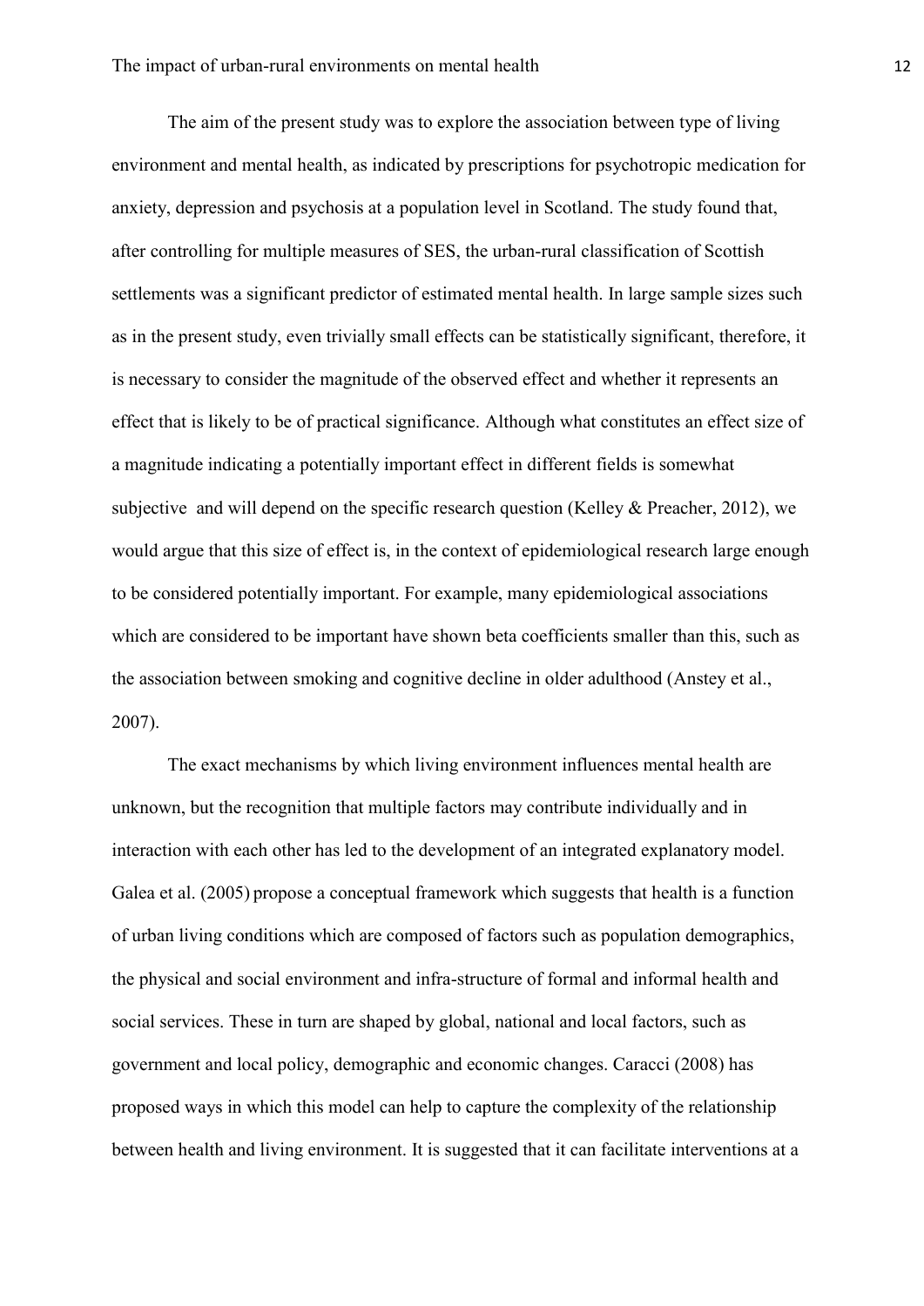The aim of the present study was to explore the association between type of living environment and mental health, as indicated by prescriptions for psychotropic medication for anxiety, depression and psychosis at a population level in Scotland. The study found that, after controlling for multiple measures of SES, the urban-rural classification of Scottish settlements was a significant predictor of estimated mental health. In large sample sizes such as in the present study, even trivially small effects can be statistically significant, therefore, it is necessary to consider the magnitude of the observed effect and whether it represents an effect that is likely to be of practical significance. Although what constitutes an effect size of a magnitude indicating a potentially important effect in different fields is somewhat subjective and will depend on the specific research question (Kelley & Preacher, 2012), we would argue that this size of effect is, in the context of epidemiological research large enough to be considered potentially important. For example, many epidemiological associations which are considered to be important have shown beta coefficients smaller than this, such as the association between smoking and cognitive decline in older adulthood (Anstey et al., 2007).

The exact mechanisms by which living environment influences mental health are unknown, but the recognition that multiple factors may contribute individually and in interaction with each other has led to the development of an integrated explanatory model. Galea et al. (2005) propose a conceptual framework which suggests that health is a function of urban living conditions which are composed of factors such as population demographics, the physical and social environment and infra-structure of formal and informal health and social services. These in turn are shaped by global, national and local factors, such as government and local policy, demographic and economic changes. Caracci (2008) has proposed ways in which this model can help to capture the complexity of the relationship between health and living environment. It is suggested that it can facilitate interventions at a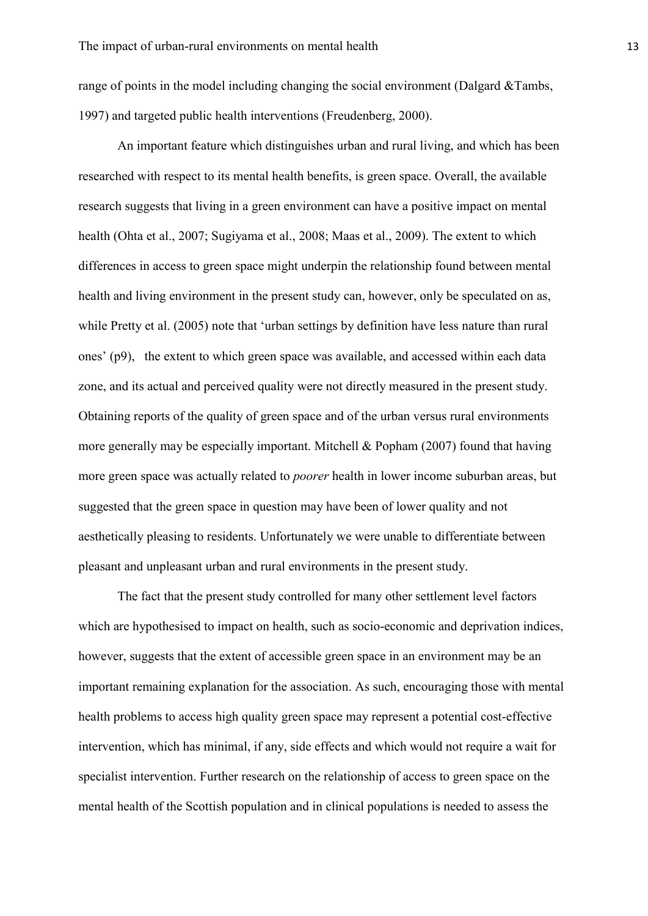range of points in the model including changing the social environment (Dalgard &Tambs, 1997) and targeted public health interventions (Freudenberg, 2000).

An important feature which distinguishes urban and rural living, and which has been researched with respect to its mental health benefits, is green space. Overall, the available research suggests that living in a green environment can have a positive impact on mental health (Ohta et al., 2007; Sugiyama et al., 2008; Maas et al., 2009). The extent to which differences in access to green space might underpin the relationship found between mental health and living environment in the present study can, however, only be speculated on as, while Pretty et al. (2005) note that 'urban settings by definition have less nature than rural ones' (p9), the extent to which green space was available, and accessed within each data zone, and its actual and perceived quality were not directly measured in the present study. Obtaining reports of the quality of green space and of the urban versus rural environments more generally may be especially important. Mitchell & Popham (2007) found that having more green space was actually related to *poorer* health in lower income suburban areas, but suggested that the green space in question may have been of lower quality and not aesthetically pleasing to residents. Unfortunately we were unable to differentiate between pleasant and unpleasant urban and rural environments in the present study.

The fact that the present study controlled for many other settlement level factors which are hypothesised to impact on health, such as socio-economic and deprivation indices, however, suggests that the extent of accessible green space in an environment may be an important remaining explanation for the association. As such, encouraging those with mental health problems to access high quality green space may represent a potential cost-effective intervention, which has minimal, if any, side effects and which would not require a wait for specialist intervention. Further research on the relationship of access to green space on the mental health of the Scottish population and in clinical populations is needed to assess the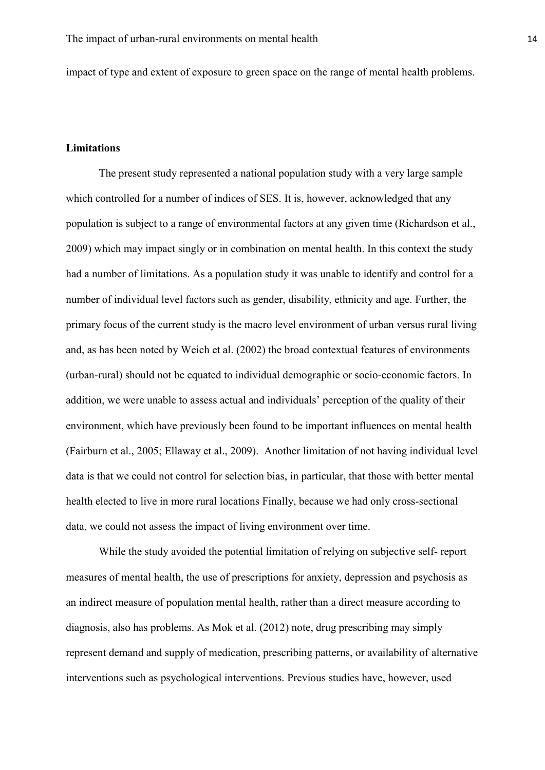impact of type and extent of exposure to green space on the range of mental health problems.

**Limitations**

The present study represented a national population study with a very large sample which controlled for a number of indices of SES. It is, however, acknowledged that any population is subject to a range of environmental factors at any given time (Richardson et al., 2009) which may impact singly or in combination on mental health. In this context the study had a number of limitations. As a population study it was unable to identify and control for a number of individual level factors such as gender, disability, ethnicity and age. Further, the primary focus of the current study is the macro level environment of urban versus rural living and, as has been noted by Weich et al. (2002) the broad contextual features of environments (urban-rural) should not be equated to individual demographic or socio-economic factors. In addition, we were unable to assess actual and individuals' perception of the quality of their environment, which have previously been found to be important influences on mental health (Fairburn et al., 2005; Ellaway et al., 2009). Another limitation of not having individual level data is that we could not control for selection bias, in particular, that those with better mental health elected to live in more rural locations Finally, because we had only cross-sectional data, we could not assess the impact of living environment over time.

While the study avoided the potential limitation of relying on subjective self- report measures of mental health, the use of prescriptions for anxiety, depression and psychosis as an indirect measure of population mental health, rather than a direct measure according to diagnosis, also has problems. As Mok et al. (2012) note, drug prescribing may simply represent demand and supply of medication, prescribing patterns, or availability of alternative interventions such as psychological interventions. Previous studies have, however, used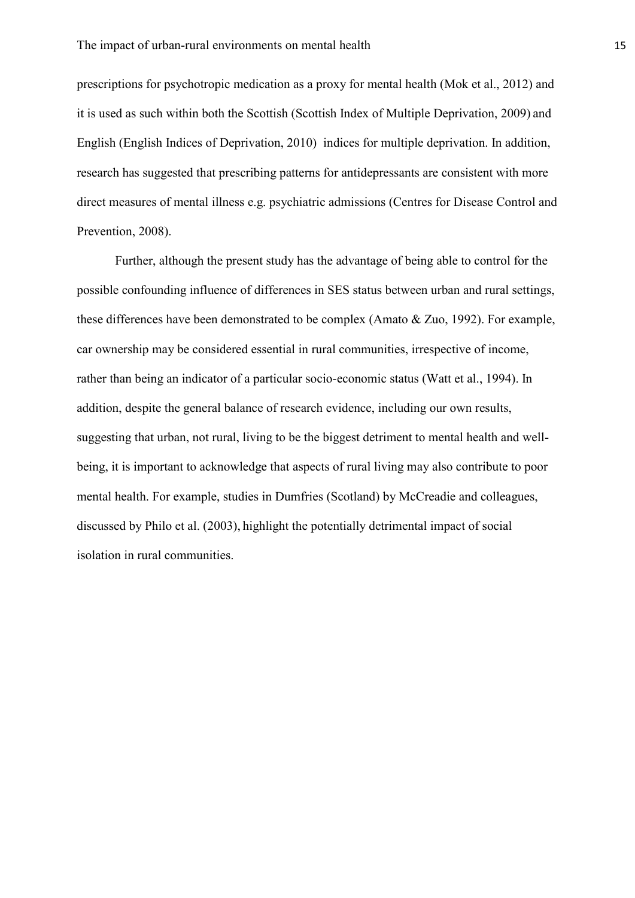prescriptions for psychotropic medication as a proxy for mental health (Mok et al., 2012) and it is used as such within both the Scottish (Scottish Index of Multiple Deprivation, 2009) and English (English Indices of Deprivation, 2010) indices for multiple deprivation. In addition, research has suggested that prescribing patterns for antidepressants are consistent with more direct measures of mental illness e.g. psychiatric admissions (Centres for Disease Control and Prevention, 2008).

Further, although the present study has the advantage of being able to control for the possible confounding influence of differences in SES status between urban and rural settings, these differences have been demonstrated to be complex (Amato & Zuo, 1992). For example, car ownership may be considered essential in rural communities, irrespective of income, rather than being an indicator of a particular socio-economic status (Watt et al., 1994). In addition, despite the general balance of research evidence, including our own results, suggesting that urban, not rural, living to be the biggest detriment to mental health and well-being, it is important to acknowledge that aspects of rural living may also contribute to poor mental health. For example, studies in Dumfries (Scotland) by McCreadie and colleagues, discussed by Philo et al. (2003), highlight the potentially detrimental impact of social isolation in rural communities.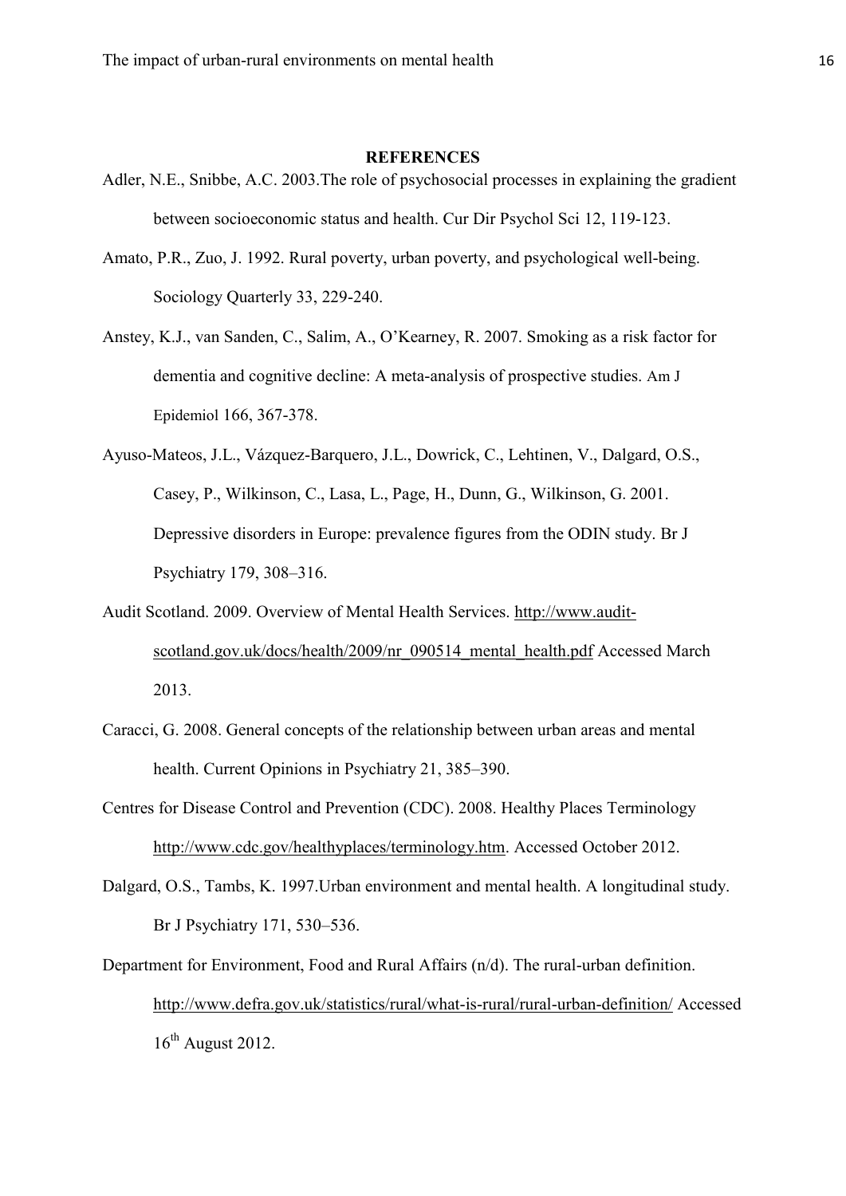## REFERENCES

Adler, N.E., Snibbe, A.C. 2003.The role of psychosocial processes in explaining the gradient between socioeconomic status and health. Cur Dir Psychol Sci 12, 119-123.

Amato, P.R., Zuo, J. 1992. Rural poverty, urban poverty, and psychological well-being. Sociology Quarterly 33, 229-240.

Anstey, K.J., van Sanden, C., Salim, A., O'Kearney, R. 2007. Smoking as a risk factor for dementia and cognitive decline: A meta-analysis of prospective studies. Am J Epidemiol 166, 367-378.

Ayuso-Mateos, J.L., Vázquez-Barquero, J.L., Dowrick, C., Lehtinen, V., Dalgard, O.S., Casey, P., Wilkinson, C., Lasa, L., Page, H., Dunn, G., Wilkinson, G. 2001. Depressive disorders in Europe: prevalence figures from the ODIN study. Br J Psychiatry 179, 308–316.

Audit Scotland. 2009. Overview of Mental Health Services. http://www.audit-scotland.gov.uk/docs/health/2009/nr_090514_mental_health.pdf Accessed March 2013.

Caracci, G. 2008. General concepts of the relationship between urban areas and mental health. Current Opinions in Psychiatry 21, 385–390.

Centres for Disease Control and Prevention (CDC). 2008. Healthy Places Terminology http://www.cdc.gov/healthyplaces/terminology.htm. Accessed October 2012.

Dalgard, O.S., Tambs, K. 1997.Urban environment and mental health. A longitudinal study. Br J Psychiatry 171, 530–536.

Department for Environment, Food and Rural Affairs (n/d). The rural-urban definition. http://www.defra.gov.uk/statistics/rural/what-is-rural/rural-urban-definition/ Accessed 16th August 2012.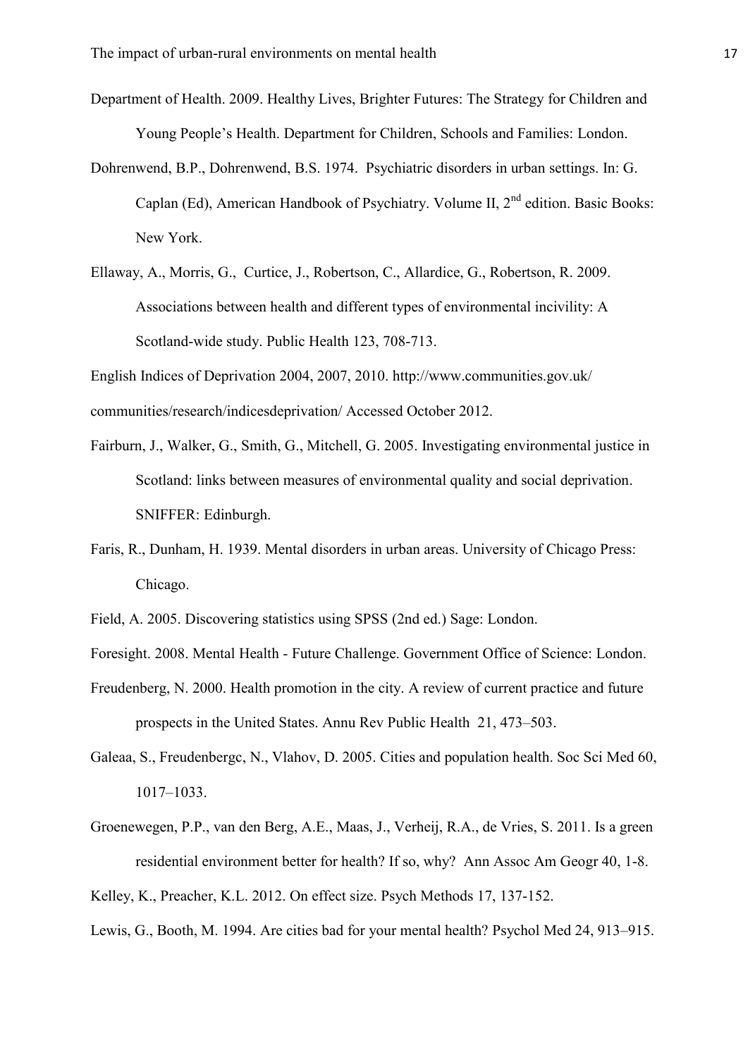Department of Health. 2009. Healthy Lives, Brighter Futures: The Strategy for Children and Young People's Health. Department for Children, Schools and Families: London.

Dohrenwend, B.P., Dohrenwend, B.S. 1974. Psychiatric disorders in urban settings. In: G. Caplan (Ed), American Handbook of Psychiatry. Volume II, 2nd edition. Basic Books: New York.

Ellaway, A., Morris, G., Curtice, J., Robertson, C., Allardice, G., Robertson, R. 2009. Associations between health and different types of environmental incivility: A Scotland-wide study. Public Health 123, 708-713.

English Indices of Deprivation 2004, 2007, 2010. http://www.communities.gov.uk/ communities/research/indicesdeprivation/ Accessed October 2012.

Fairburn, J., Walker, G., Smith, G., Mitchell, G. 2005. Investigating environmental justice in Scotland: links between measures of environmental quality and social deprivation. SNIFFER: Edinburgh.

Faris, R., Dunham, H. 1939. Mental disorders in urban areas. University of Chicago Press: Chicago.

Field, A. 2005. Discovering statistics using SPSS (2nd ed.) Sage: London.

Foresight. 2008. Mental Health - Future Challenge. Government Office of Science: London.

Freudenberg, N. 2000. Health promotion in the city. A review of current practice and future prospects in the United States. Annu Rev Public Health 21, 473–503.

Galeaa, S., Freudenbergc, N., Vlahov, D. 2005. Cities and population health. Soc Sci Med 60, 1017–1033.

Groenewegen, P.P., van den Berg, A.E., Maas, J., Verheij, R.A., de Vries, S. 2011. Is a green residential environment better for health? If so, why? Ann Assoc Am Geogr 40, 1-8.

Kelley, K., Preacher, K.L. 2012. On effect size. Psych Methods 17, 137-152.

Lewis, G., Booth, M. 1994. Are cities bad for your mental health? Psychol Med 24, 913–915.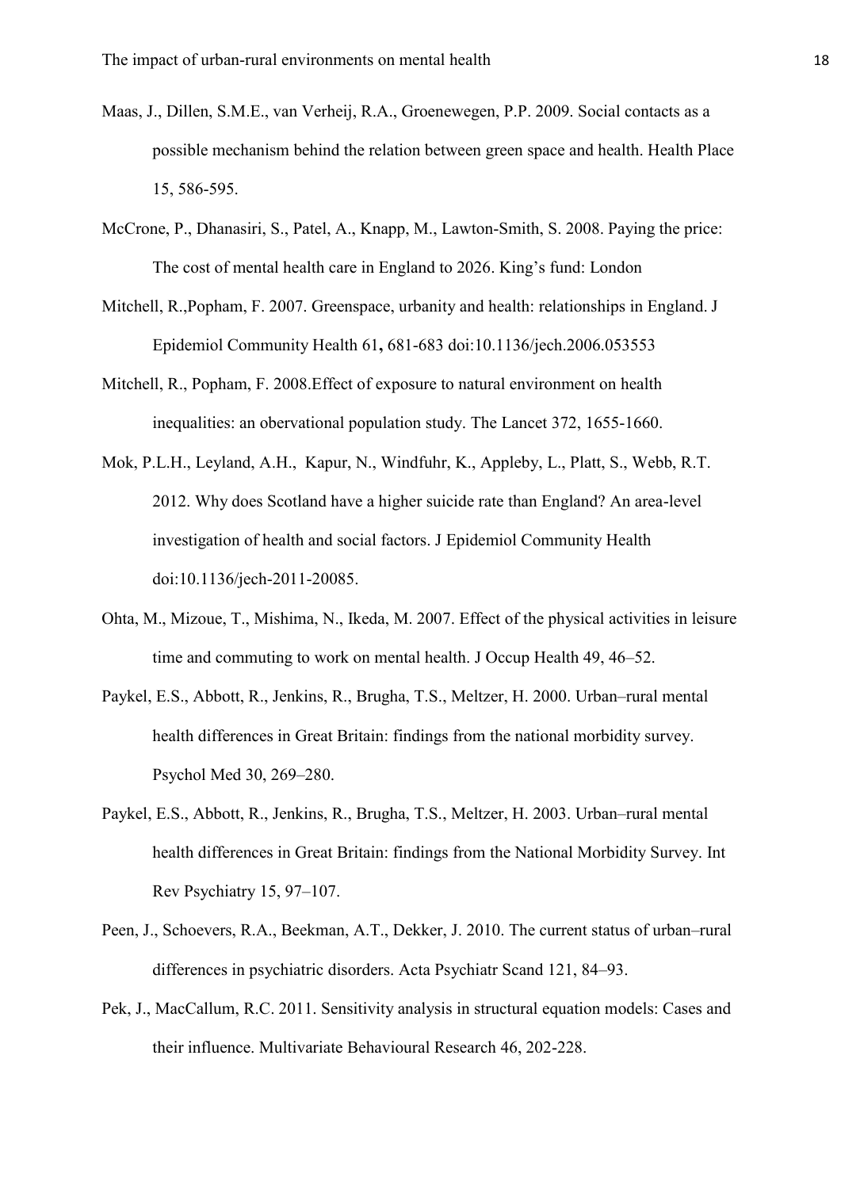Maas, J., Dillen, S.M.E., van Verheij, R.A., Groenewegen, P.P. 2009. Social contacts as a possible mechanism behind the relation between green space and health. Health Place 15, 586-595.

McCrone, P., Dhanasiri, S., Patel, A., Knapp, M., Lawton-Smith, S. 2008. Paying the price: The cost of mental health care in England to 2026. King's fund: London

Mitchell, R.,Popham, F. 2007. Greenspace, urbanity and health: relationships in England. J Epidemiol Community Health 61**,** 681-683 doi:10.1136/jech.2006.053553

Mitchell, R., Popham, F. 2008.Effect of exposure to natural environment on health inequalities: an obervational population study. The Lancet 372, 1655-1660.

Mok, P.L.H., Leyland, A.H., Kapur, N., Windfuhr, K., Appleby, L., Platt, S., Webb, R.T. 2012. Why does Scotland have a higher suicide rate than England? An area-level investigation of health and social factors. J Epidemiol Community Health doi:10.1136/jech-2011-20085.

Ohta, M., Mizoue, T., Mishima, N., Ikeda, M. 2007. Effect of the physical activities in leisure time and commuting to work on mental health. J Occup Health 49, 46–52.

Paykel, E.S., Abbott, R., Jenkins, R., Brugha, T.S., Meltzer, H. 2000. Urban–rural mental health differences in Great Britain: findings from the national morbidity survey. Psychol Med 30, 269–280.

Paykel, E.S., Abbott, R., Jenkins, R., Brugha, T.S., Meltzer, H. 2003. Urban–rural mental health differences in Great Britain: findings from the National Morbidity Survey. Int Rev Psychiatry 15, 97–107.

Peen, J., Schoevers, R.A., Beekman, A.T., Dekker, J. 2010. The current status of urban–rural differences in psychiatric disorders. Acta Psychiatr Scand 121, 84–93.

Pek, J., MacCallum, R.C. 2011. Sensitivity analysis in structural equation models: Cases and their influence. Multivariate Behavioural Research 46, 202-228.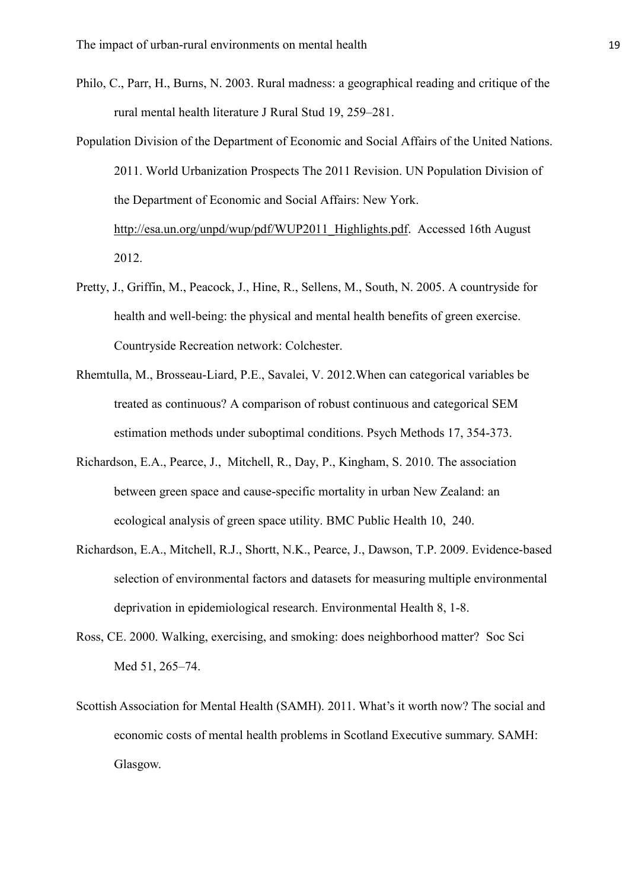Philo, C., Parr, H., Burns, N. 2003. Rural madness: a geographical reading and critique of the rural mental health literature J Rural Stud 19, 259–281.

Population Division of the Department of Economic and Social Affairs of the United Nations. 2011. World Urbanization Prospects The 2011 Revision. UN Population Division of the Department of Economic and Social Affairs: New York. http://esa.un.org/unpd/wup/pdf/WUP2011_Highlights.pdf. Accessed 16th August 2012.

Pretty, J., Griffin, M., Peacock, J., Hine, R., Sellens, M., South, N. 2005. A countryside for health and well-being: the physical and mental health benefits of green exercise. Countryside Recreation network: Colchester.

Rhemtulla, M., Brosseau-Liard, P.E., Savalei, V. 2012.When can categorical variables be treated as continuous? A comparison of robust continuous and categorical SEM estimation methods under suboptimal conditions. Psych Methods 17, 354-373.

Richardson, E.A., Pearce, J., Mitchell, R., Day, P., Kingham, S. 2010. The association between green space and cause-specific mortality in urban New Zealand: an ecological analysis of green space utility. BMC Public Health 10, 240.

Richardson, E.A., Mitchell, R.J., Shortt, N.K., Pearce, J., Dawson, T.P. 2009. Evidence-based selection of environmental factors and datasets for measuring multiple environmental deprivation in epidemiological research. Environmental Health 8, 1-8.

Ross, CE. 2000. Walking, exercising, and smoking: does neighborhood matter? Soc Sci Med 51, 265–74.

Scottish Association for Mental Health (SAMH). 2011. What's it worth now? The social and economic costs of mental health problems in Scotland Executive summary. SAMH: Glasgow.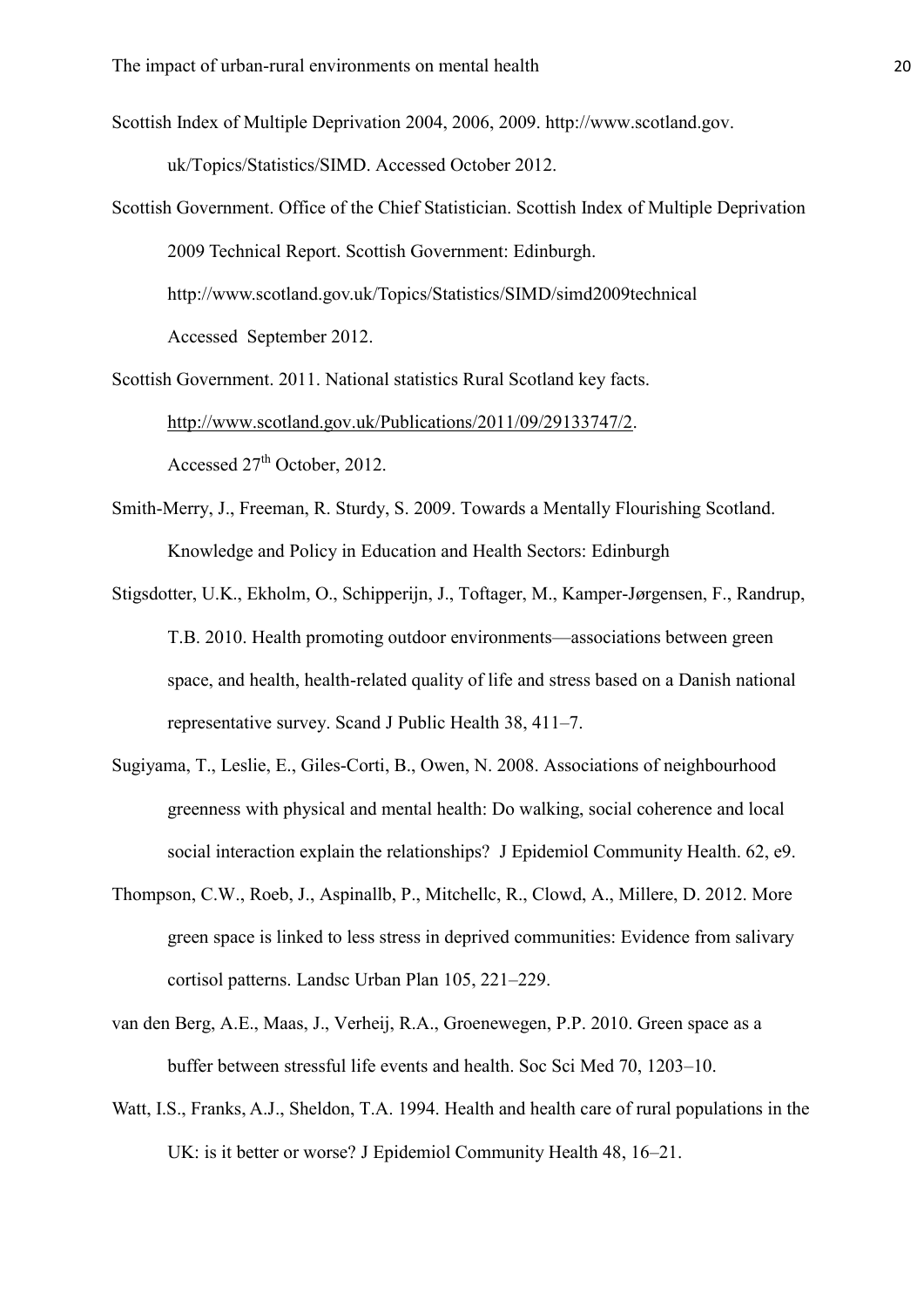Scottish Index of Multiple Deprivation 2004, 2006, 2009. http://www.scotland.gov. uk/Topics/Statistics/SIMD. Accessed October 2012.

Scottish Government. Office of the Chief Statistician. Scottish Index of Multiple Deprivation 2009 Technical Report. Scottish Government: Edinburgh. http://www.scotland.gov.uk/Topics/Statistics/SIMD/simd2009technical Accessed September 2012.

Scottish Government. 2011. National statistics Rural Scotland key facts. http://www.scotland.gov.uk/Publications/2011/09/29133747/2. Accessed 27th October, 2012.

Smith-Merry, J., Freeman, R. Sturdy, S. 2009. Towards a Mentally Flourishing Scotland. Knowledge and Policy in Education and Health Sectors: Edinburgh

Stigsdotter, U.K., Ekholm, O., Schipperijn, J., Toftager, M., Kamper-Jørgensen, F., Randrup, T.B. 2010. Health promoting outdoor environments—associations between green space, and health, health-related quality of life and stress based on a Danish national representative survey. Scand J Public Health 38, 411–7.

Sugiyama, T., Leslie, E., Giles-Corti, B., Owen, N. 2008. Associations of neighbourhood greenness with physical and mental health: Do walking, social coherence and local social interaction explain the relationships? J Epidemiol Community Health. 62, e9.

Thompson, C.W., Roeb, J., Aspinallb, P., Mitchellc, R., Clowd, A., Millere, D. 2012. More green space is linked to less stress in deprived communities: Evidence from salivary cortisol patterns. Landsc Urban Plan 105, 221–229.

van den Berg, A.E., Maas, J., Verheij, R.A., Groenewegen, P.P. 2010. Green space as a buffer between stressful life events and health. Soc Sci Med 70, 1203–10.

Watt, I.S., Franks, A.J., Sheldon, T.A. 1994. Health and health care of rural populations in the UK: is it better or worse? J Epidemiol Community Health 48, 16–21.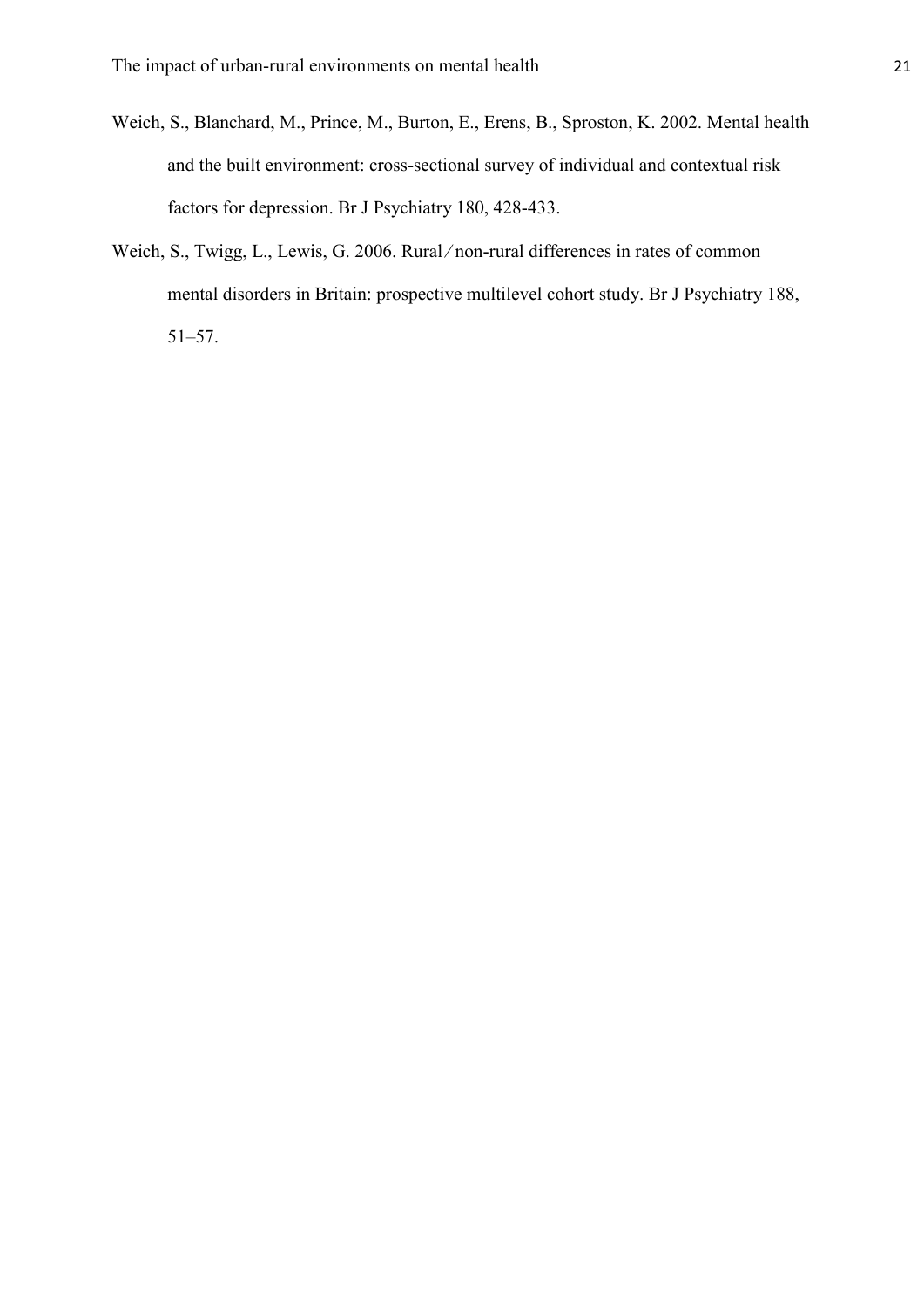Weich, S., Blanchard, M., Prince, M., Burton, E., Erens, B., Sproston, K. 2002. Mental health and the built environment: cross-sectional survey of individual and contextual risk factors for depression. Br J Psychiatry 180, 428-433.

Weich, S., Twigg, L., Lewis, G. 2006. Rural ⁄ non-rural differences in rates of common mental disorders in Britain: prospective multilevel cohort study. Br J Psychiatry 188, 51–57.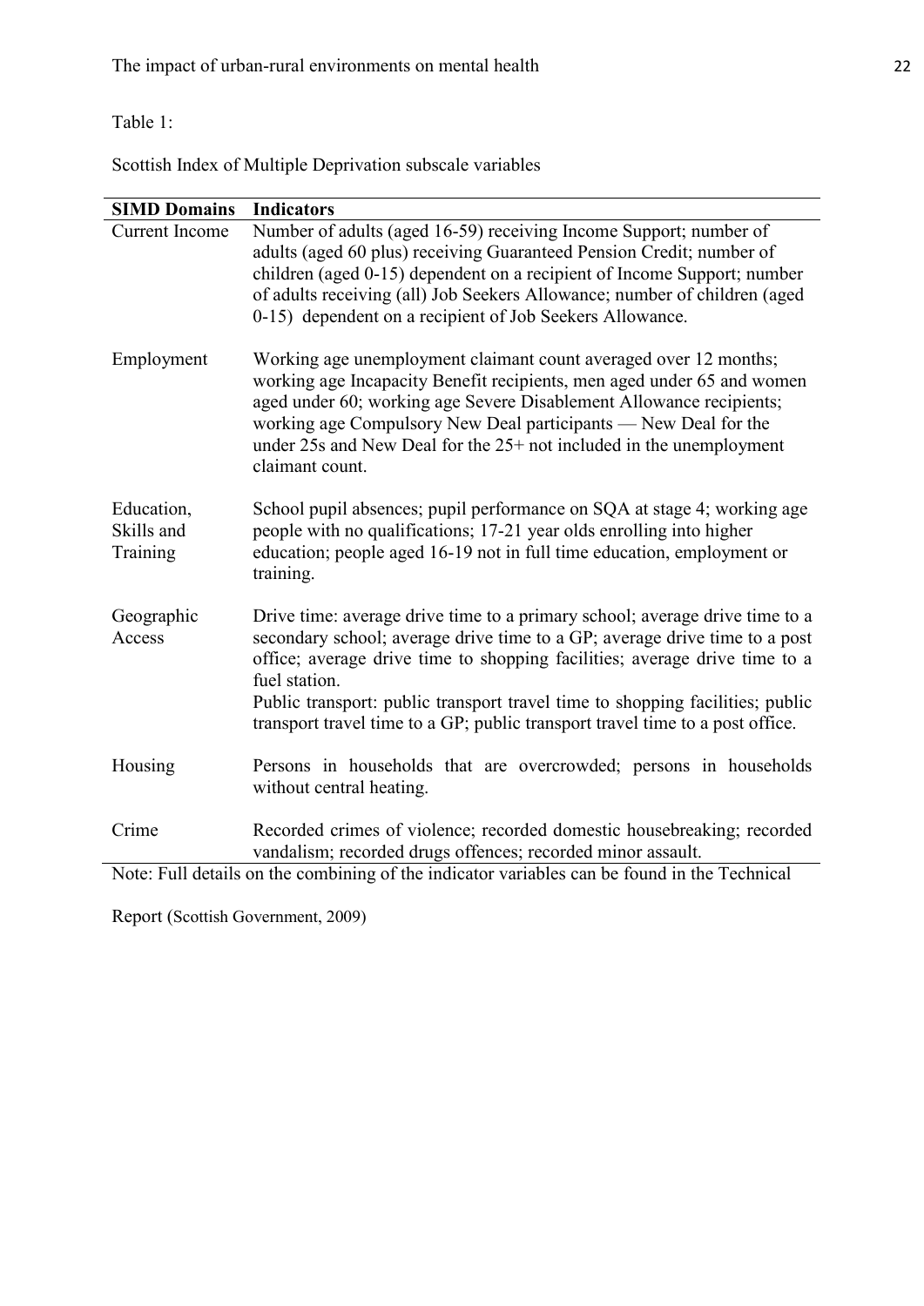Table 1:

Scottish Index of Multiple Deprivation subscale variables

| SIMD Domains | Indicators |
|---|---|
| Current Income | Number of adults (aged 16-59) receiving Income Support; number of adults (aged 60 plus) receiving Guaranteed Pension Credit; number of children (aged 0-15) dependent on a recipient of Income Support; number of adults receiving (all) Job Seekers Allowance; number of children (aged 0-15) dependent on a recipient of Job Seekers Allowance. |
| Employment | Working age unemployment claimant count averaged over 12 months; working age Incapacity Benefit recipients, men aged under 65 and women aged under 60; working age Severe Disablement Allowance recipients; working age Compulsory New Deal participants — New Deal for the under 25s and New Deal for the 25+ not included in the unemployment claimant count. |
| Education, Skills and Training | School pupil absences; pupil performance on SQA at stage 4; working age people with no qualifications; 17-21 year olds enrolling into higher education; people aged 16-19 not in full time education, employment or training. |
| Geographic Access | Drive time: average drive time to a primary school; average drive time to a secondary school; average drive time to a GP; average drive time to a post office; average drive time to shopping facilities; average drive time to a fuel station. Public transport: public transport travel time to shopping facilities; public transport travel time to a GP; public transport travel time to a post office. |
| Housing | Persons in households that are overcrowded; persons in households without central heating. |
| Crime | Recorded crimes of violence; recorded domestic housebreaking; recorded vandalism; recorded drugs offences; recorded minor assault. |

Note: Full details on the combining of the indicator variables can be found in the Technical Report (Scottish Government, 2009)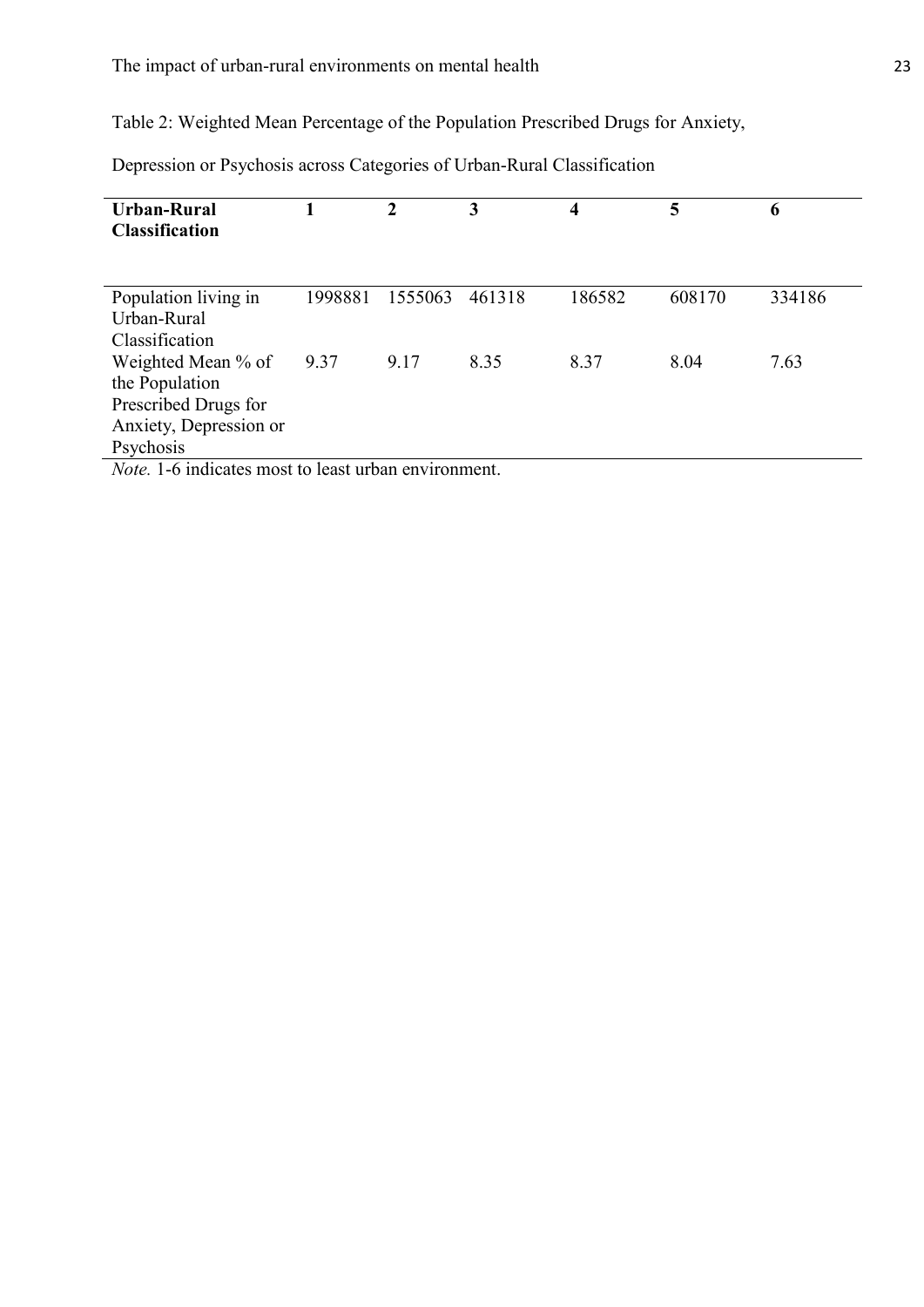Table 2: Weighted Mean Percentage of the Population Prescribed Drugs for Anxiety, Depression or Psychosis across Categories of Urban-Rural Classification

| **Urban-Rural Classification** | **1** | **2** | **3** | **4** | **5** | **6** |
|---|---|---|---|---|---|---|
| Population living in Urban-Rural Classification | 1998881 | 1555063 | 461318 | 186582 | 608170 | 334186 |
| Weighted Mean % of the Population Prescribed Drugs for Anxiety, Depression or Psychosis | 9.37 | 9.17 | 8.35 | 8.37 | 8.04 | 7.63 |

*Note.* 1-6 indicates most to least urban environment.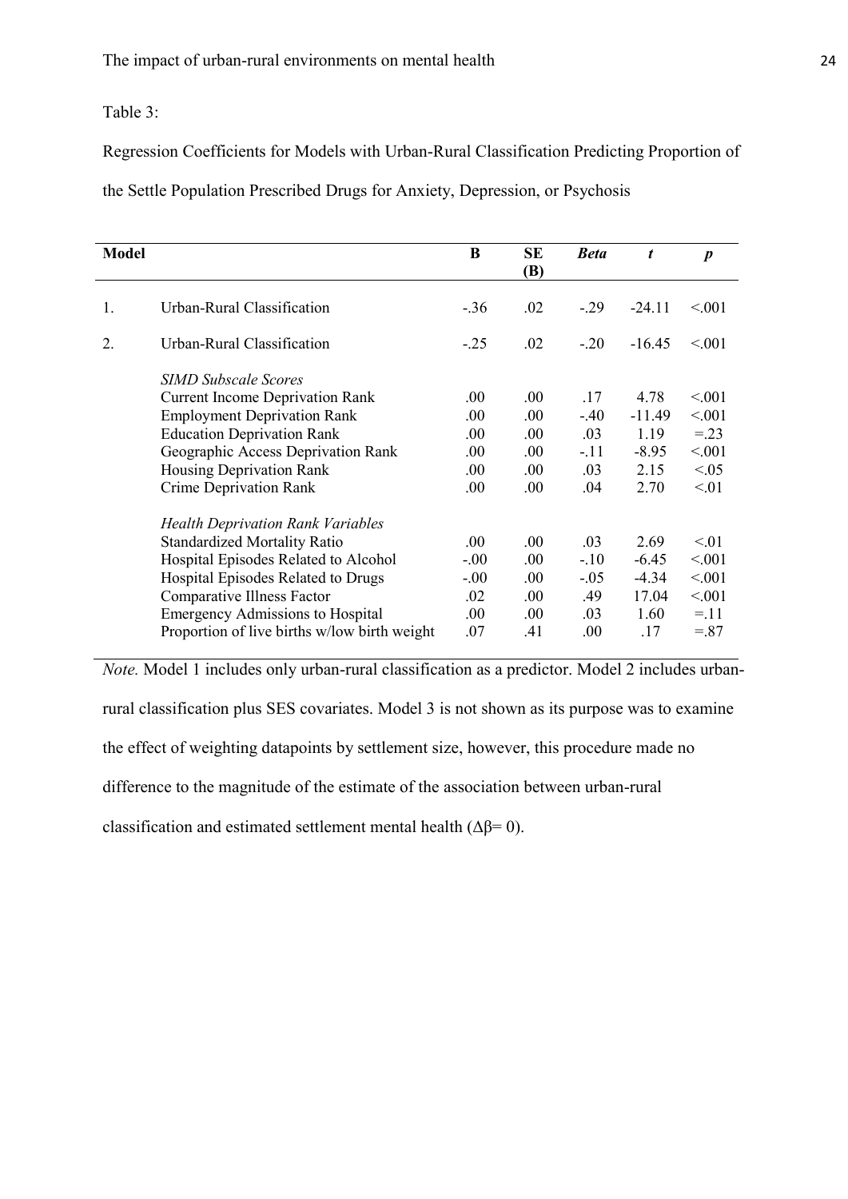Table 3:

Regression Coefficients for Models with Urban-Rural Classification Predicting Proportion of the Settle Population Prescribed Drugs for Anxiety, Depression, or Psychosis

| **Model** | | **B** | **SE (B)** | ***Beta*** | ***t*** | ***p*** |
|---|---|---|---|---|---|---|
| 1. | Urban-Rural Classification | -.36 | .02 | -.29 | -24.11 | <.001 |
| 2. | Urban-Rural Classification | -.25 | .02 | -.20 | -16.45 | <.001 |
| | *SIMD Subscale Scores* | | | | | |
| | Current Income Deprivation Rank | .00 | .00 | .17 | 4.78 | <.001 |
| | Employment Deprivation Rank | .00 | .00 | -.40 | -11.49 | <.001 |
| | Education Deprivation Rank | .00 | .00 | .03 | 1.19 | =.23 |
| | Geographic Access Deprivation Rank | .00 | .00 | -.11 | -8.95 | <.001 |
| | Housing Deprivation Rank | .00 | .00 | .03 | 2.15 | <.05 |
| | Crime Deprivation Rank | .00 | .00 | .04 | 2.70 | <.01 |
| | *Health Deprivation Rank Variables* | | | | | |
| | Standardized Mortality Ratio | .00 | .00 | .03 | 2.69 | <.01 |
| | Hospital Episodes Related to Alcohol | -.00 | .00 | -.10 | -6.45 | <.001 |
| | Hospital Episodes Related to Drugs | -.00 | .00 | -.05 | -4.34 | <.001 |
| | Comparative Illness Factor | .02 | .00 | .49 | 17.04 | <.001 |
| | Emergency Admissions to Hospital | .00 | .00 | .03 | 1.60 | =.11 |
| | Proportion of live births w/low birth weight | .07 | .41 | .00 | .17 | =.87 |

*Note.* Model 1 includes only urban-rural classification as a predictor. Model 2 includes urban-rural classification plus SES covariates. Model 3 is not shown as its purpose was to examine the effect of weighting datapoints by settlement size, however, this procedure made no difference to the magnitude of the estimate of the association between urban-rural classification and estimated settlement mental health ($\Delta\beta = 0$).